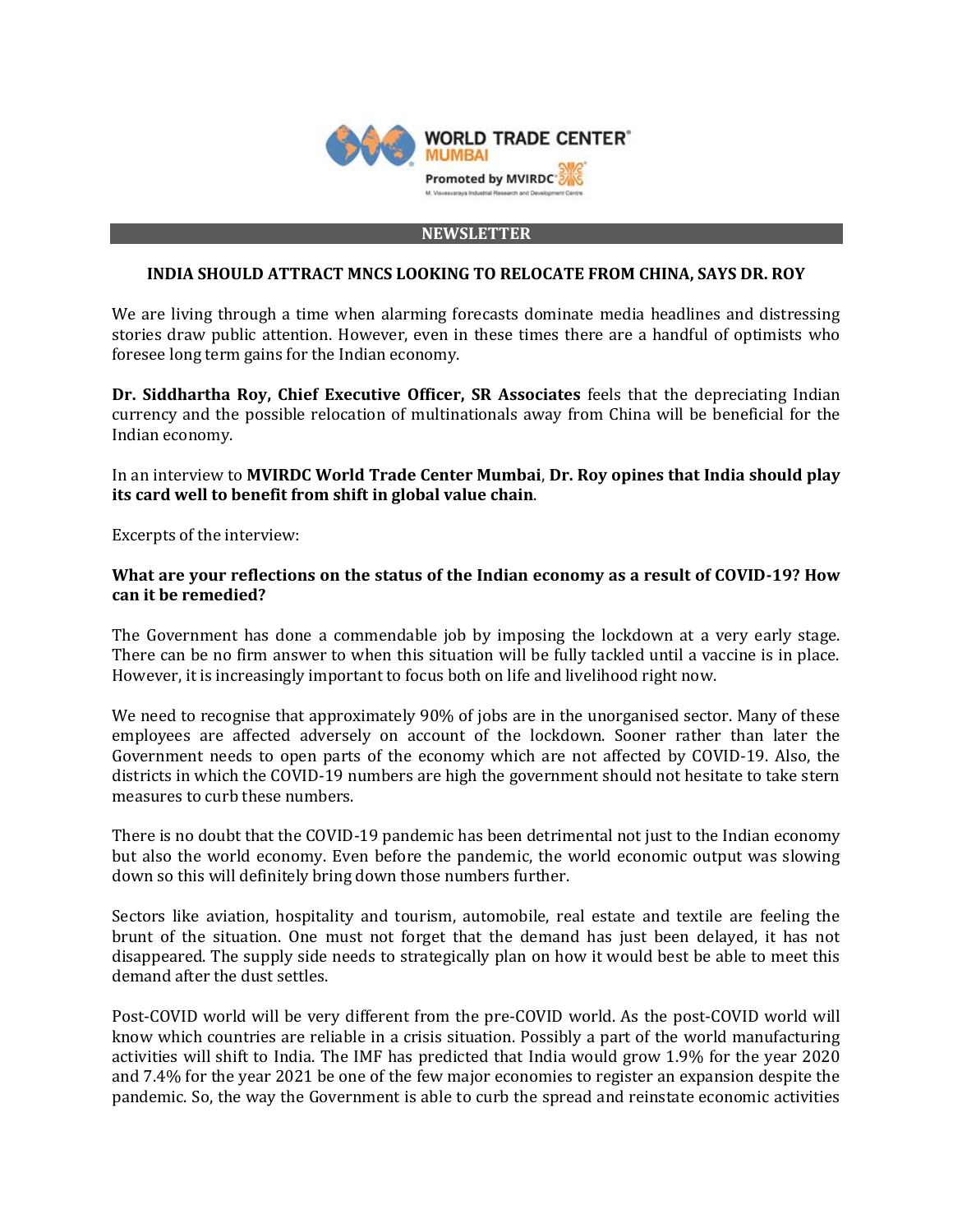**NEWSLETTER**

**INDIA SHOULD ATTRACT MNCS LOOKING TO RELOCATE FROM CHINA, SAYS DR. ROY**

We are living through a time when alarming forecasts dominate media headlines and distressing stories draw public attention. However, even in these times there are a handful of optimists who foresee long term gains for the Indian economy.

**Dr. Siddhartha Roy, Chief Executive Officer, SR Associates** feels that the depreciating Indian currency and the possible relocation of multinationals away from China will be beneficial for the Indian economy.

In an interview to **MVIRDC World Trade Center Mumbai**, **Dr. Roy opines that India should play its card well to benefit from shift in global value chain**.

Excerpts of the interview:

**What are your reflections on the status of the Indian economy as a result of COVID-19? How can it be remedied?**

The Government has done a commendable job by imposing the lockdown at a very early stage. There can be no firm answer to when this situation will be fully tackled until a vaccine is in place. However, it is increasingly important to focus both on life and livelihood right now.

We need to recognise that approximately 90% of jobs are in the unorganised sector. Many of these employees are affected adversely on account of the lockdown. Sooner rather than later the Government needs to open parts of the economy which are not affected by COVID-19. Also, the districts in which the COVID-19 numbers are high the government should not hesitate to take stern measures to curb these numbers.

There is no doubt that the COVID-19 pandemic has been detrimental not just to the Indian economy but also the world economy. Even before the pandemic, the world economic output was slowing down so this will definitely bring down those numbers further.

Sectors like aviation, hospitality and tourism, automobile, real estate and textile are feeling the brunt of the situation. One must not forget that the demand has just been delayed, it has not disappeared. The supply side needs to strategically plan on how it would best be able to meet this demand after the dust settles.

Post-COVID world will be very different from the pre-COVID world. As the post-COVID world will know which countries are reliable in a crisis situation. Possibly a part of the world manufacturing activities will shift to India. The IMF has predicted that India would grow 1.9% for the year 2020 and 7.4% for the year 2021 be one of the few major economies to register an expansion despite the pandemic. So, the way the Government is able to curb the spread and reinstate economic activities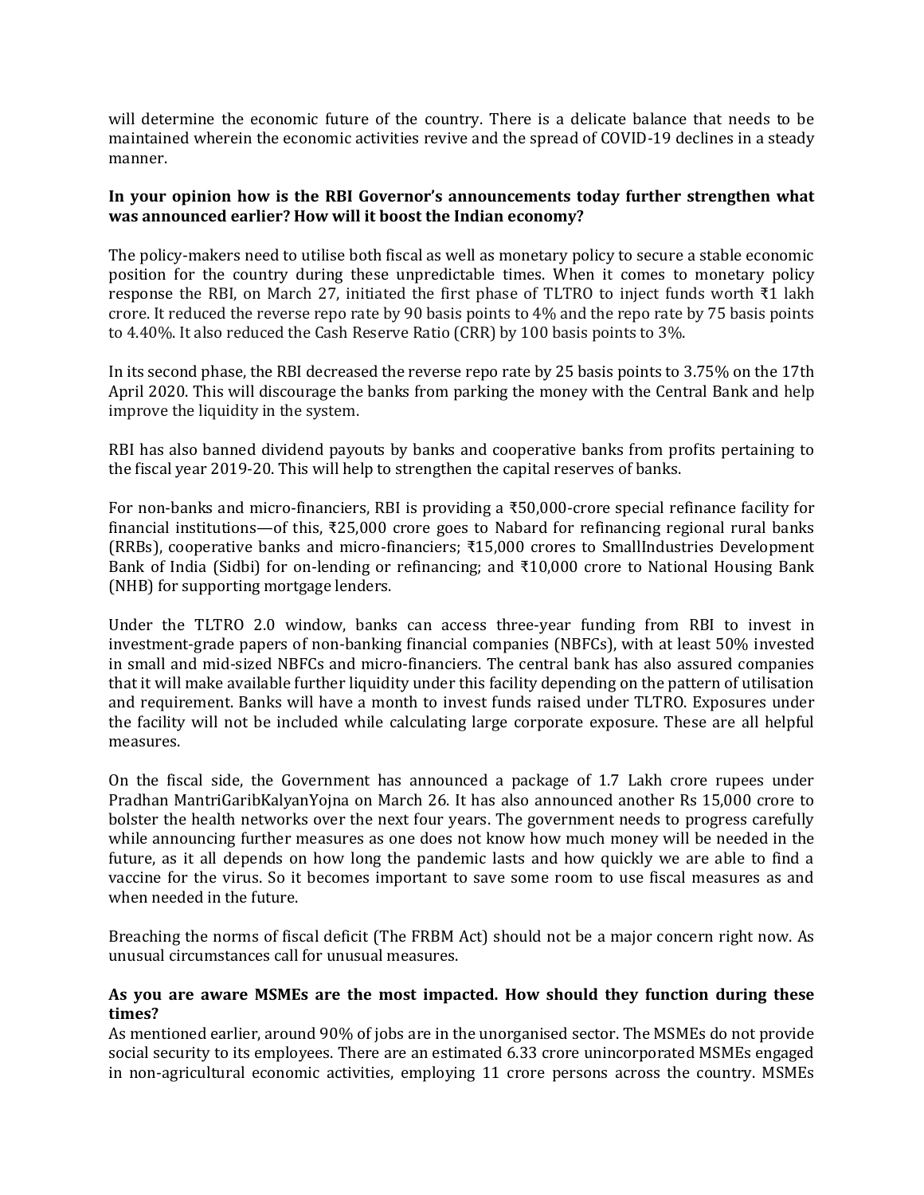will determine the economic future of the country. There is a delicate balance that needs to be maintained wherein the economic activities revive and the spread of COVID-19 declines in a steady manner.

**In your opinion how is the RBI Governor's announcements today further strengthen what was announced earlier? How will it boost the Indian economy?**

The policy-makers need to utilise both fiscal as well as monetary policy to secure a stable economic position for the country during these unpredictable times. When it comes to monetary policy response the RBI, on March 27, initiated the first phase of TLTRO to inject funds worth ₹1 lakh crore. It reduced the reverse repo rate by 90 basis points to 4% and the repo rate by 75 basis points to 4.40%. It also reduced the Cash Reserve Ratio (CRR) by 100 basis points to 3%.

In its second phase, the RBI decreased the reverse repo rate by 25 basis points to 3.75% on the 17th April 2020. This will discourage the banks from parking the money with the Central Bank and help improve the liquidity in the system.

RBI has also banned dividend payouts by banks and cooperative banks from profits pertaining to the fiscal year 2019-20. This will help to strengthen the capital reserves of banks.

For non-banks and micro-financiers, RBI is providing a ₹50,000-crore special refinance facility for financial institutions—of this, ₹25,000 crore goes to Nabard for refinancing regional rural banks (RRBs), cooperative banks and micro-financiers; ₹15,000 crores to SmallIndustries Development Bank of India (Sidbi) for on-lending or refinancing; and ₹10,000 crore to National Housing Bank (NHB) for supporting mortgage lenders.

Under the TLTRO 2.0 window, banks can access three-year funding from RBI to invest in investment-grade papers of non-banking financial companies (NBFCs), with at least 50% invested in small and mid-sized NBFCs and micro-financiers. The central bank has also assured companies that it will make available further liquidity under this facility depending on the pattern of utilisation and requirement. Banks will have a month to invest funds raised under TLTRO. Exposures under the facility will not be included while calculating large corporate exposure. These are all helpful measures.

On the fiscal side, the Government has announced a package of 1.7 Lakh crore rupees under Pradhan MantriGaribKalyanYojna on March 26. It has also announced another Rs 15,000 crore to bolster the health networks over the next four years. The government needs to progress carefully while announcing further measures as one does not know how much money will be needed in the future, as it all depends on how long the pandemic lasts and how quickly we are able to find a vaccine for the virus. So it becomes important to save some room to use fiscal measures as and when needed in the future.

Breaching the norms of fiscal deficit (The FRBM Act) should not be a major concern right now. As unusual circumstances call for unusual measures.

**As you are aware MSMEs are the most impacted. How should they function during these times?**

As mentioned earlier, around 90% of jobs are in the unorganised sector. The MSMEs do not provide social security to its employees. There are an estimated 6.33 crore unincorporated MSMEs engaged in non-agricultural economic activities, employing 11 crore persons across the country. MSMEs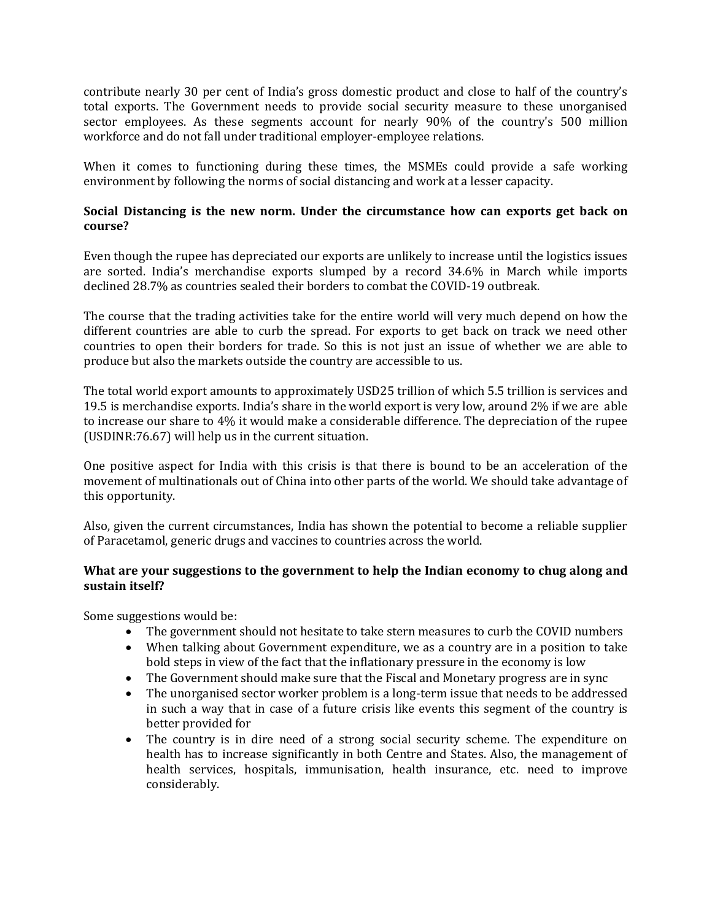contribute nearly 30 per cent of India's gross domestic product and close to half of the country's total exports. The Government needs to provide social security measure to these unorganised sector employees. As these segments account for nearly 90% of the country's 500 million workforce and do not fall under traditional employer-employee relations.

When it comes to functioning during these times, the MSMEs could provide a safe working environment by following the norms of social distancing and work at a lesser capacity.

**Social Distancing is the new norm. Under the circumstance how can exports get back on course?**

Even though the rupee has depreciated our exports are unlikely to increase until the logistics issues are sorted. India's merchandise exports slumped by a record 34.6% in March while imports declined 28.7% as countries sealed their borders to combat the COVID-19 outbreak.

The course that the trading activities take for the entire world will very much depend on how the different countries are able to curb the spread. For exports to get back on track we need other countries to open their borders for trade. So this is not just an issue of whether we are able to produce but also the markets outside the country are accessible to us.

The total world export amounts to approximately USD25 trillion of which 5.5 trillion is services and 19.5 is merchandise exports. India's share in the world export is very low, around 2% if we are able to increase our share to 4% it would make a considerable difference. The depreciation of the rupee (USDINR:76.67) will help us in the current situation.

One positive aspect for India with this crisis is that there is bound to be an acceleration of the movement of multinationals out of China into other parts of the world. We should take advantage of this opportunity.

Also, given the current circumstances, India has shown the potential to become a reliable supplier of Paracetamol, generic drugs and vaccines to countries across the world.

**What are your suggestions to the government to help the Indian economy to chug along and sustain itself?**

Some suggestions would be:

- The government should not hesitate to take stern measures to curb the COVID numbers
- When talking about Government expenditure, we as a country are in a position to take bold steps in view of the fact that the inflationary pressure in the economy is low
- The Government should make sure that the Fiscal and Monetary progress are in sync
- The unorganised sector worker problem is a long-term issue that needs to be addressed in such a way that in case of a future crisis like events this segment of the country is better provided for
- The country is in dire need of a strong social security scheme. The expenditure on health has to increase significantly in both Centre and States. Also, the management of health services, hospitals, immunisation, health insurance, etc. need to improve considerably.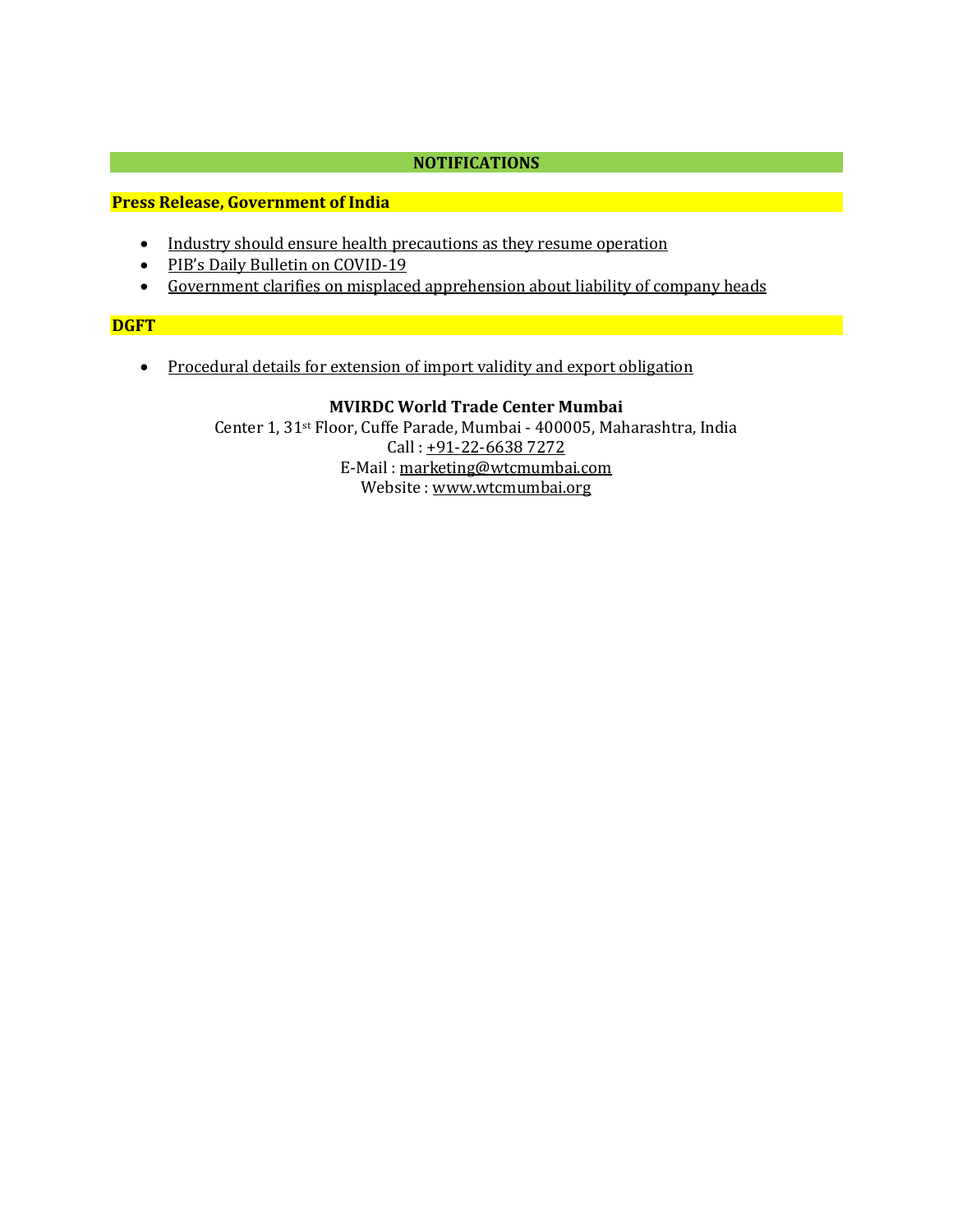## NOTIFICATIONS

### Press Release, Government of India

- Industry should ensure health precautions as they resume operation
- PIB's Daily Bulletin on COVID-19
- Government clarifies on misplaced apprehension about liability of company heads

### DGFT

- Procedural details for extension of import validity and export obligation

**MVIRDC World Trade Center Mumbai**
Center 1, 31st Floor, Cuffe Parade, Mumbai - 400005, Maharashtra, India
Call : +91-22-6638 7272
E-Mail : marketing@wtcmumbai.com
Website : www.wtcmumbai.org